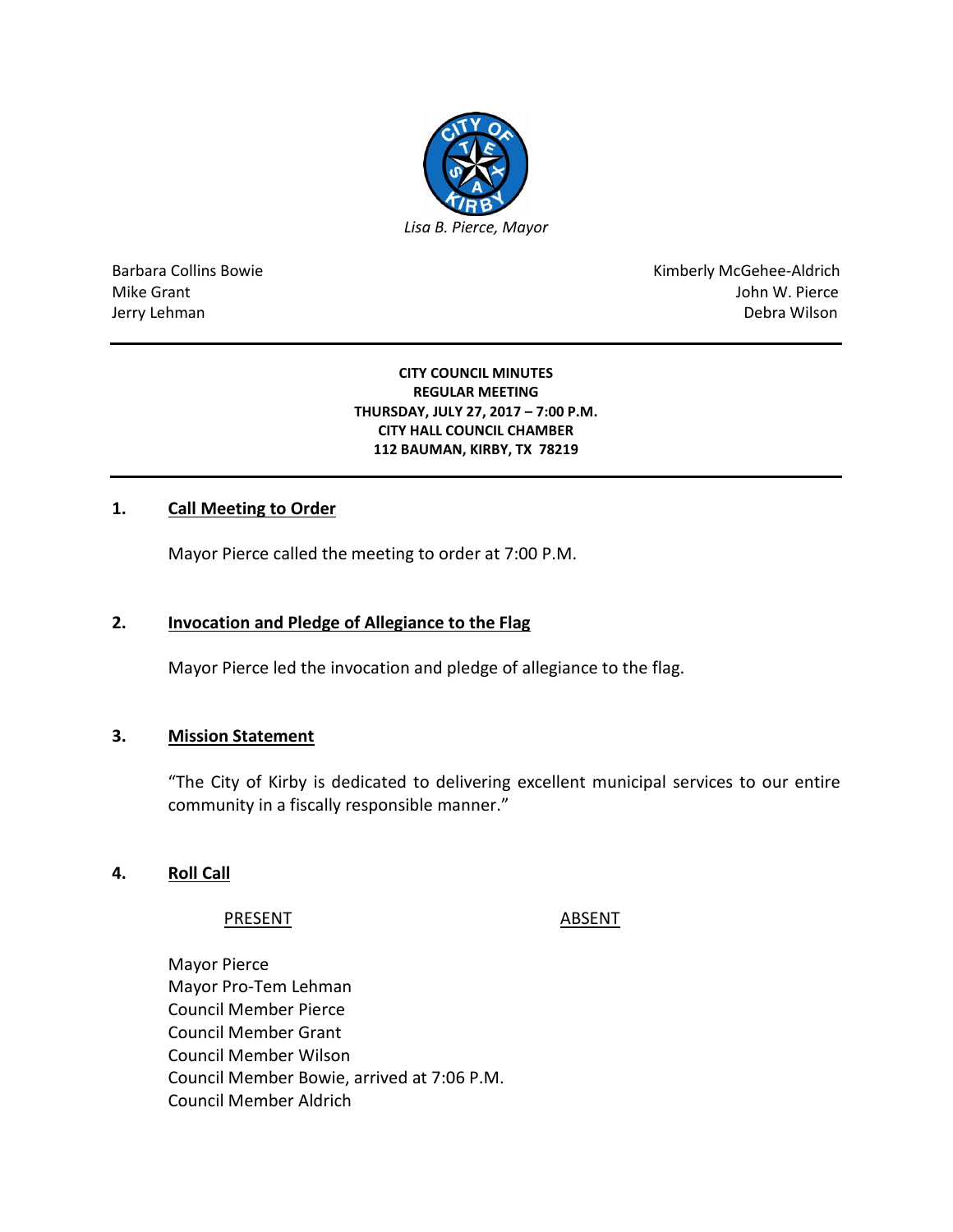*Lisa B. Pierce, Mayor*

Barbara Collins Bowie
Mike Grant
Jerry Lehman

Kimberly McGehee-Aldrich
John W. Pierce
Debra Wilson

**CITY COUNCIL MINUTES**
**REGULAR MEETING**
**THURSDAY, JULY 27, 2017 – 7:00 P.M.**
**CITY HALL COUNCIL CHAMBER**
**112 BAUMAN, KIRBY, TX 78219**

## 1. Call Meeting to Order

Mayor Pierce called the meeting to order at 7:00 P.M.

## 2. Invocation and Pledge of Allegiance to the Flag

Mayor Pierce led the invocation and pledge of allegiance to the flag.

## 3. Mission Statement

"The City of Kirby is dedicated to delivering excellent municipal services to our entire community in a fiscally responsible manner."

## 4. Roll Call

| PRESENT | ABSENT |
|---|---|
| Mayor Pierce | |
| Mayor Pro-Tem Lehman | |
| Council Member Pierce | |
| Council Member Grant | |
| Council Member Wilson | |
| Council Member Bowie, arrived at 7:06 P.M. | |
| Council Member Aldrich | |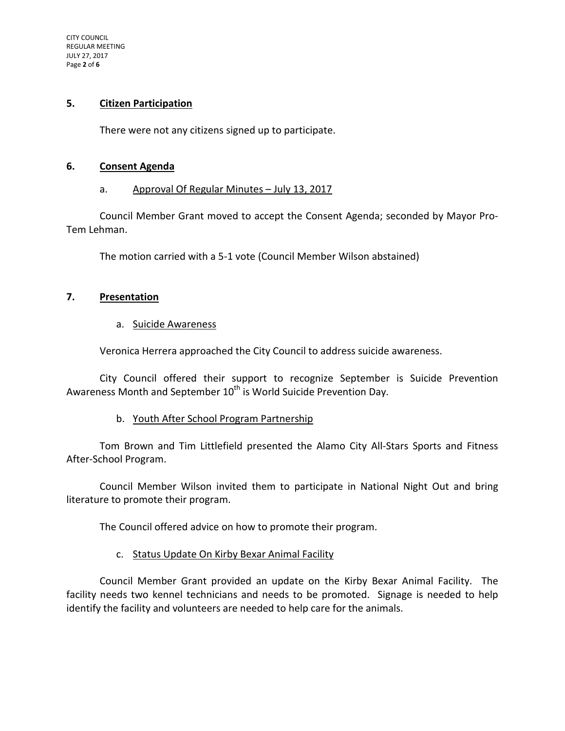## 5. Citizen Participation

There were not any citizens signed up to participate.

## 6. Consent Agenda

a. Approval Of Regular Minutes – July 13, 2017

Council Member Grant moved to accept the Consent Agenda; seconded by Mayor Pro-Tem Lehman.

The motion carried with a 5-1 vote (Council Member Wilson abstained)

## 7. Presentation

a. Suicide Awareness

Veronica Herrera approached the City Council to address suicide awareness.

City Council offered their support to recognize September is Suicide Prevention Awareness Month and September 10th is World Suicide Prevention Day.

b. Youth After School Program Partnership

Tom Brown and Tim Littlefield presented the Alamo City All-Stars Sports and Fitness After-School Program.

Council Member Wilson invited them to participate in National Night Out and bring literature to promote their program.

The Council offered advice on how to promote their program.

c. Status Update On Kirby Bexar Animal Facility

Council Member Grant provided an update on the Kirby Bexar Animal Facility. The facility needs two kennel technicians and needs to be promoted. Signage is needed to help identify the facility and volunteers are needed to help care for the animals.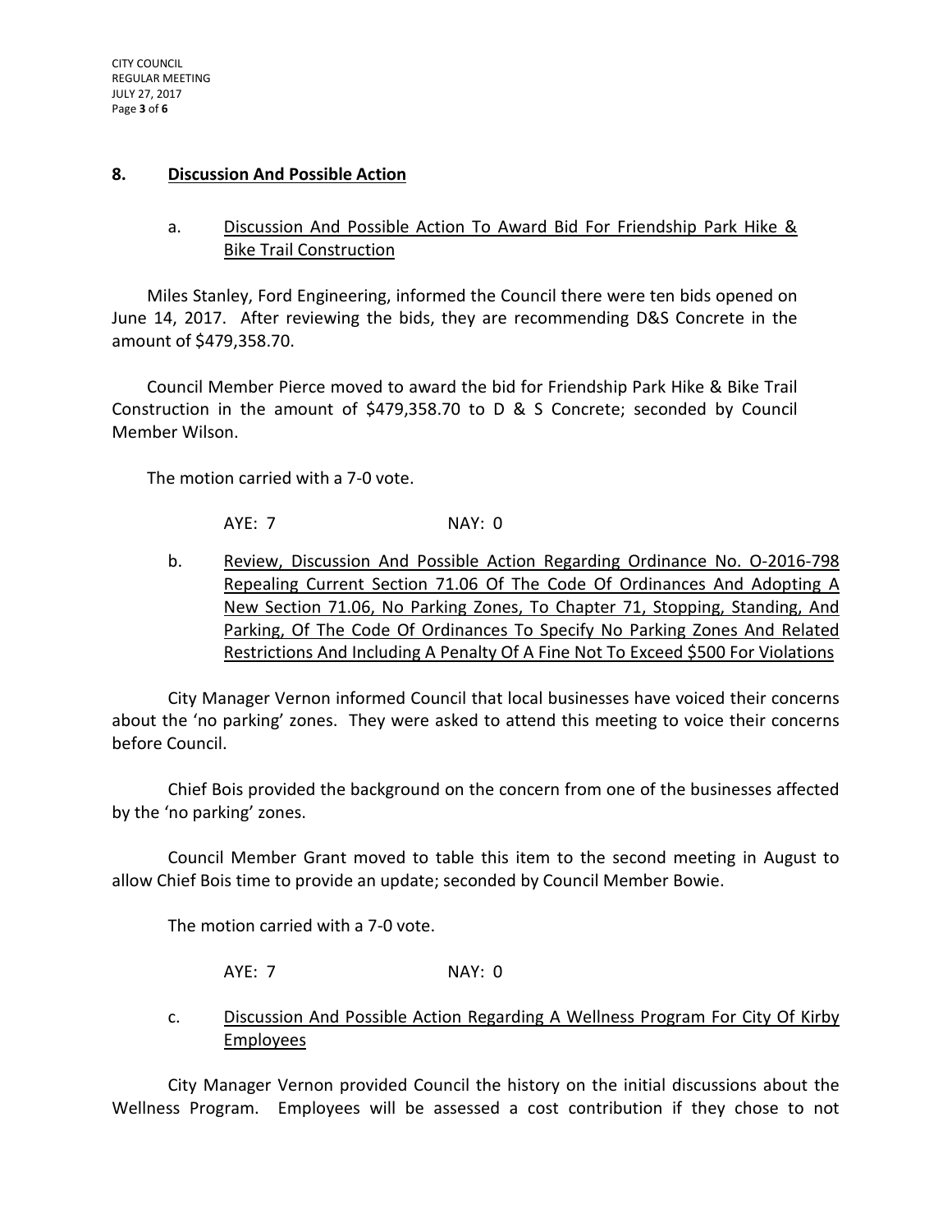## 8. Discussion And Possible Action

a. Discussion And Possible Action To Award Bid For Friendship Park Hike & Bike Trail Construction

Miles Stanley, Ford Engineering, informed the Council there were ten bids opened on June 14, 2017. After reviewing the bids, they are recommending D&S Concrete in the amount of $479,358.70.

Council Member Pierce moved to award the bid for Friendship Park Hike & Bike Trail Construction in the amount of $479,358.70 to D & S Concrete; seconded by Council Member Wilson.

The motion carried with a 7-0 vote.

AYE: 7 NAY: 0

b. Review, Discussion And Possible Action Regarding Ordinance No. O-2016-798 Repealing Current Section 71.06 Of The Code Of Ordinances And Adopting A New Section 71.06, No Parking Zones, To Chapter 71, Stopping, Standing, And Parking, Of The Code Of Ordinances To Specify No Parking Zones And Related Restrictions And Including A Penalty Of A Fine Not To Exceed $500 For Violations

City Manager Vernon informed Council that local businesses have voiced their concerns about the 'no parking' zones. They were asked to attend this meeting to voice their concerns before Council.

Chief Bois provided the background on the concern from one of the businesses affected by the 'no parking' zones.

Council Member Grant moved to table this item to the second meeting in August to allow Chief Bois time to provide an update; seconded by Council Member Bowie.

The motion carried with a 7-0 vote.

AYE: 7 NAY: 0

c. Discussion And Possible Action Regarding A Wellness Program For City Of Kirby Employees

City Manager Vernon provided Council the history on the initial discussions about the Wellness Program. Employees will be assessed a cost contribution if they chose to not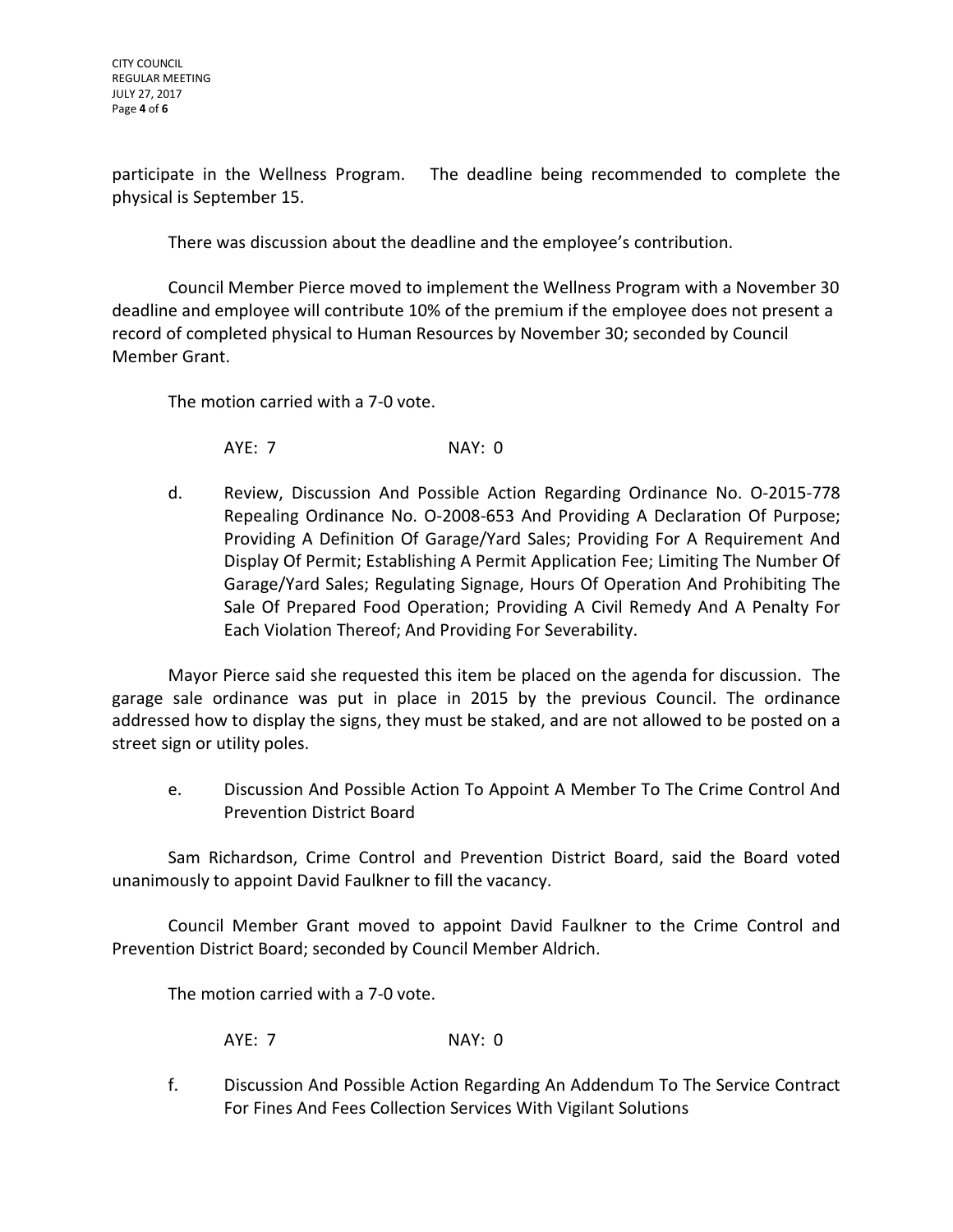participate in the Wellness Program. The deadline being recommended to complete the physical is September 15.

There was discussion about the deadline and the employee's contribution.

Council Member Pierce moved to implement the Wellness Program with a November 30 deadline and employee will contribute 10% of the premium if the employee does not present a record of completed physical to Human Resources by November 30; seconded by Council Member Grant.

The motion carried with a 7-0 vote.

AYE: 7 NAY: 0

d. Review, Discussion And Possible Action Regarding Ordinance No. O-2015-778 Repealing Ordinance No. O-2008-653 And Providing A Declaration Of Purpose; Providing A Definition Of Garage/Yard Sales; Providing For A Requirement And Display Of Permit; Establishing A Permit Application Fee; Limiting The Number Of Garage/Yard Sales; Regulating Signage, Hours Of Operation And Prohibiting The Sale Of Prepared Food Operation; Providing A Civil Remedy And A Penalty For Each Violation Thereof; And Providing For Severability.

Mayor Pierce said she requested this item be placed on the agenda for discussion. The garage sale ordinance was put in place in 2015 by the previous Council. The ordinance addressed how to display the signs, they must be staked, and are not allowed to be posted on a street sign or utility poles.

e. Discussion And Possible Action To Appoint A Member To The Crime Control And Prevention District Board

Sam Richardson, Crime Control and Prevention District Board, said the Board voted unanimously to appoint David Faulkner to fill the vacancy.

Council Member Grant moved to appoint David Faulkner to the Crime Control and Prevention District Board; seconded by Council Member Aldrich.

The motion carried with a 7-0 vote.

AYE: 7 NAY: 0

f. Discussion And Possible Action Regarding An Addendum To The Service Contract For Fines And Fees Collection Services With Vigilant Solutions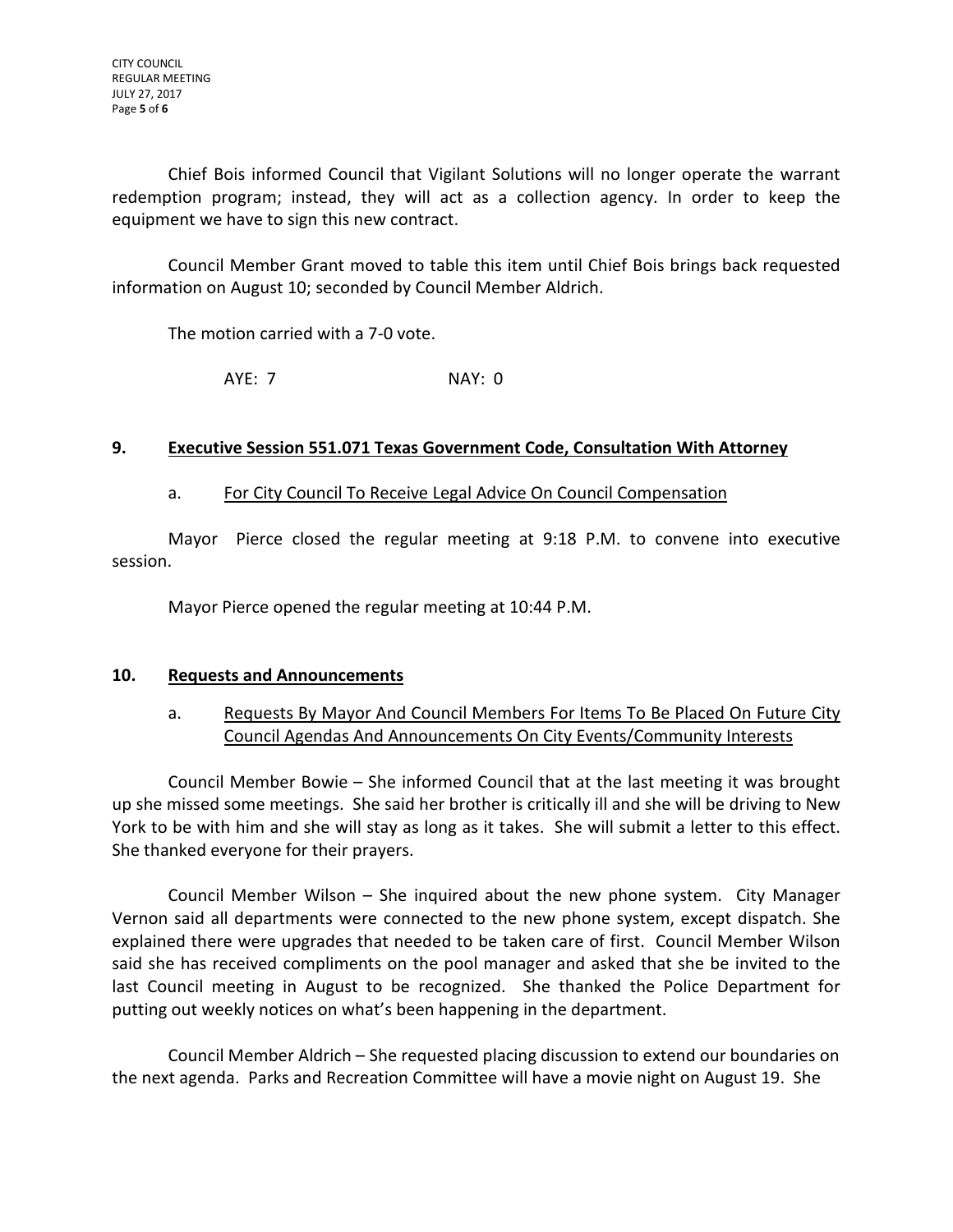Chief Bois informed Council that Vigilant Solutions will no longer operate the warrant redemption program; instead, they will act as a collection agency. In order to keep the equipment we have to sign this new contract.

Council Member Grant moved to table this item until Chief Bois brings back requested information on August 10; seconded by Council Member Aldrich.

The motion carried with a 7-0 vote.

AYE: 7 NAY: 0

## 9. Executive Session 551.071 Texas Government Code, Consultation With Attorney

a. For City Council To Receive Legal Advice On Council Compensation

Mayor Pierce closed the regular meeting at 9:18 P.M. to convene into executive session.

Mayor Pierce opened the regular meeting at 10:44 P.M.

## 10. Requests and Announcements

a. Requests By Mayor And Council Members For Items To Be Placed On Future City Council Agendas And Announcements On City Events/Community Interests

Council Member Bowie – She informed Council that at the last meeting it was brought up she missed some meetings. She said her brother is critically ill and she will be driving to New York to be with him and she will stay as long as it takes. She will submit a letter to this effect. She thanked everyone for their prayers.

Council Member Wilson – She inquired about the new phone system. City Manager Vernon said all departments were connected to the new phone system, except dispatch. She explained there were upgrades that needed to be taken care of first. Council Member Wilson said she has received compliments on the pool manager and asked that she be invited to the last Council meeting in August to be recognized. She thanked the Police Department for putting out weekly notices on what's been happening in the department.

Council Member Aldrich – She requested placing discussion to extend our boundaries on the next agenda. Parks and Recreation Committee will have a movie night on August 19. She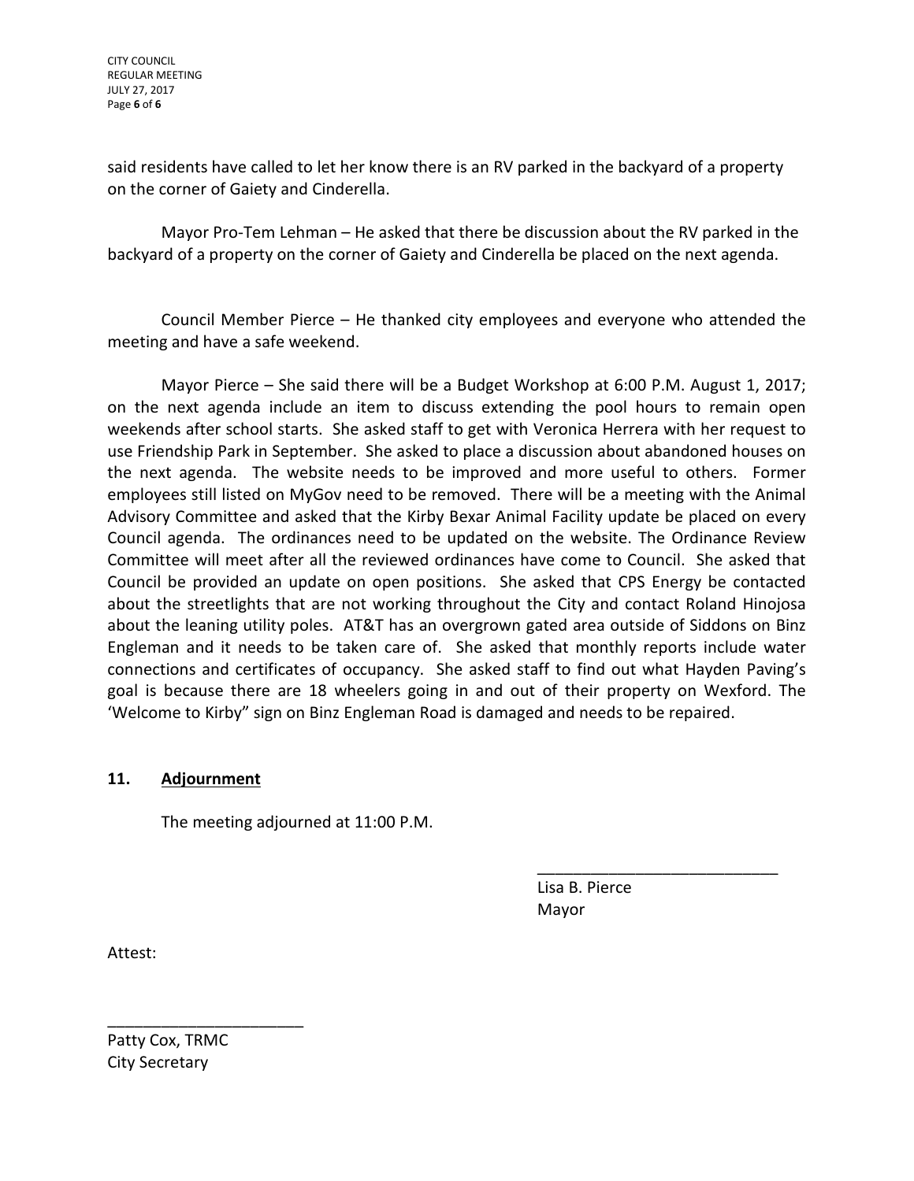said residents have called to let her know there is an RV parked in the backyard of a property on the corner of Gaiety and Cinderella.

Mayor Pro-Tem Lehman – He asked that there be discussion about the RV parked in the backyard of a property on the corner of Gaiety and Cinderella be placed on the next agenda.

Council Member Pierce – He thanked city employees and everyone who attended the meeting and have a safe weekend.

Mayor Pierce – She said there will be a Budget Workshop at 6:00 P.M. August 1, 2017; on the next agenda include an item to discuss extending the pool hours to remain open weekends after school starts. She asked staff to get with Veronica Herrera with her request to use Friendship Park in September. She asked to place a discussion about abandoned houses on the next agenda. The website needs to be improved and more useful to others. Former employees still listed on MyGov need to be removed. There will be a meeting with the Animal Advisory Committee and asked that the Kirby Bexar Animal Facility update be placed on every Council agenda. The ordinances need to be updated on the website. The Ordinance Review Committee will meet after all the reviewed ordinances have come to Council. She asked that Council be provided an update on open positions. She asked that CPS Energy be contacted about the streetlights that are not working throughout the City and contact Roland Hinojosa about the leaning utility poles. AT&T has an overgrown gated area outside of Siddons on Binz Engleman and it needs to be taken care of. She asked that monthly reports include water connections and certificates of occupancy. She asked staff to find out what Hayden Paving's goal is because there are 18 wheelers going in and out of their property on Wexford. The 'Welcome to Kirby" sign on Binz Engleman Road is damaged and needs to be repaired.

## 11. Adjournment

The meeting adjourned at 11:00 P.M.

\_\_\_\_\_\_\_\_\_\_\_\_\_\_\_\_\_\_\_\_\_\_\_\_\_\_\_

Lisa B. Pierce
Mayor

Attest:

\_\_\_\_\_\_\_\_\_\_\_\_\_\_\_\_\_\_\_\_\_\_

Patty Cox, TRMC
City Secretary